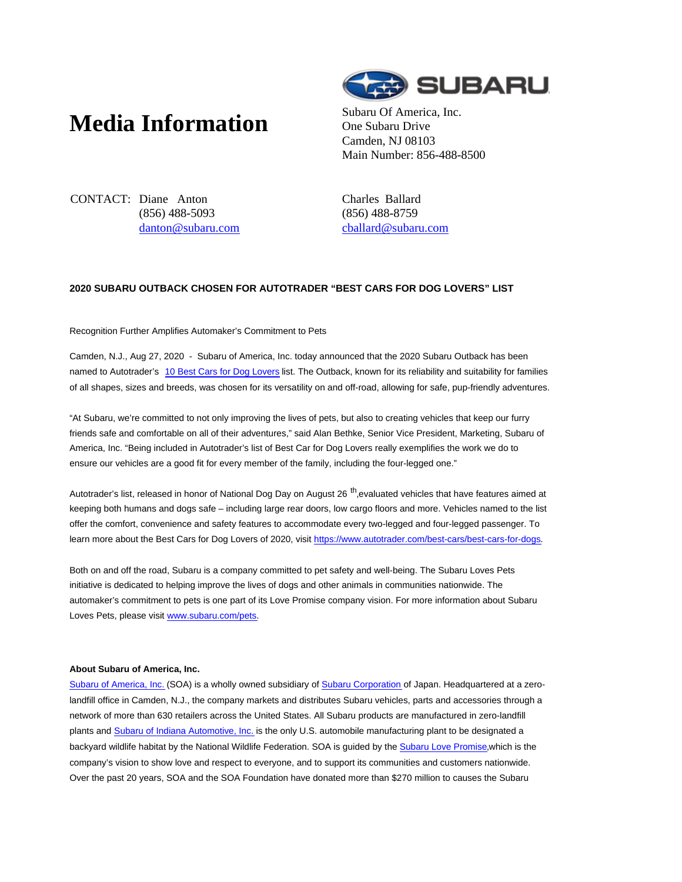# Media Information

Subaru Of America, Inc.
One Subaru Drive
Camden, NJ 08103
Main Number: 856-488-8500

CONTACT: Diane Anton
(856) 488-5093
danton@subaru.com

Charles Ballard
(856) 488-8759
cballard@subaru.com

**2020 SUBARU OUTBACK CHOSEN FOR AUTOTRADER "BEST CARS FOR DOG LOVERS" LIST**

Recognition Further Amplifies Automaker's Commitment to Pets

Camden, N.J., Aug 27, 2020 - Subaru of America, Inc. today announced that the 2020 Subaru Outback has been named to Autotrader's 10 Best Cars for Dog Lovers list. The Outback, known for its reliability and suitability for families of all shapes, sizes and breeds, was chosen for its versatility on and off-road, allowing for safe, pup-friendly adventures.

"At Subaru, we're committed to not only improving the lives of pets, but also to creating vehicles that keep our furry friends safe and comfortable on all of their adventures," said Alan Bethke, Senior Vice President, Marketing, Subaru of America, Inc. "Being included in Autotrader's list of Best Car for Dog Lovers really exemplifies the work we do to ensure our vehicles are a good fit for every member of the family, including the four-legged one."

Autotrader's list, released in honor of National Dog Day on August 26th,evaluated vehicles that have features aimed at keeping both humans and dogs safe – including large rear doors, low cargo floors and more. Vehicles named to the list offer the comfort, convenience and safety features to accommodate every two-legged and four-legged passenger. To learn more about the Best Cars for Dog Lovers of 2020, visit https://www.autotrader.com/best-cars/best-cars-for-dogs.

Both on and off the road, Subaru is a company committed to pet safety and well-being. The Subaru Loves Pets initiative is dedicated to helping improve the lives of dogs and other animals in communities nationwide. The automaker's commitment to pets is one part of its Love Promise company vision. For more information about Subaru Loves Pets, please visit www.subaru.com/pets.

**About Subaru of America, Inc.**

Subaru of America, Inc. (SOA) is a wholly owned subsidiary of Subaru Corporation of Japan. Headquartered at a zero-landfill office in Camden, N.J., the company markets and distributes Subaru vehicles, parts and accessories through a network of more than 630 retailers across the United States. All Subaru products are manufactured in zero-landfill plants and Subaru of Indiana Automotive, Inc. is the only U.S. automobile manufacturing plant to be designated a backyard wildlife habitat by the National Wildlife Federation. SOA is guided by the Subaru Love Promise,which is the company's vision to show love and respect to everyone, and to support its communities and customers nationwide. Over the past 20 years, SOA and the SOA Foundation have donated more than $270 million to causes the Subaru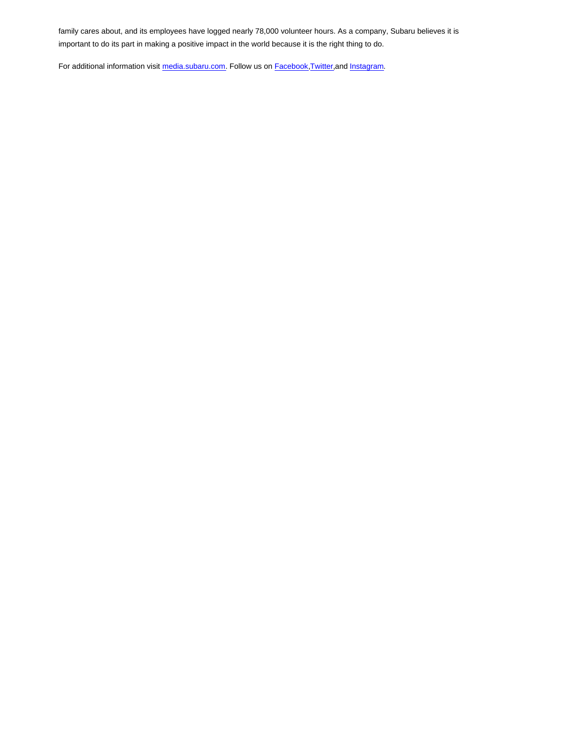family cares about, and its employees have logged nearly 78,000 volunteer hours. As a company, Subaru believes it is important to do its part in making a positive impact in the world because it is the right thing to do.

For additional information visit media.subaru.com. Follow us on Facebook,Twitter,and Instagram.